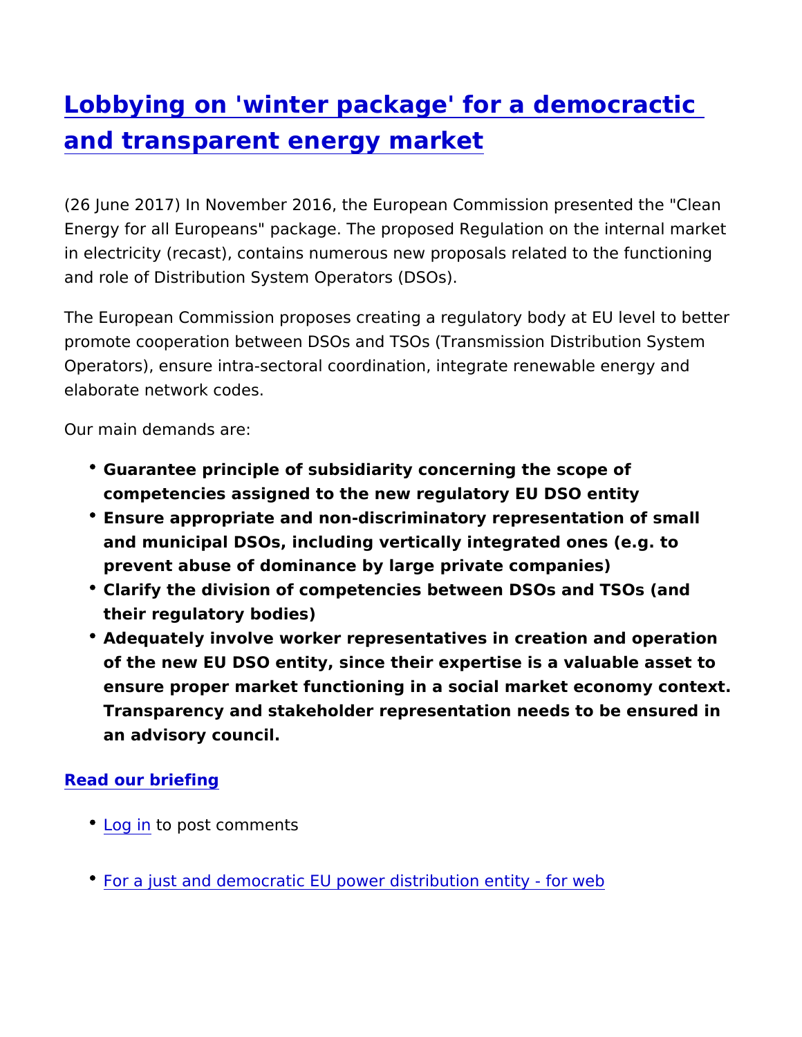# [Lobbying on 'winter package' for a democractic and transparent energy market]

(26 June 2017) In November 2016, the European Commission presented the "Clean Energy for all Europeans" package. The proposed Regulation on the internal market in electricity (recast), contains numerous new proposals related to the functioning and role of Distribution System Operators (DSOs).

The European Commission proposes creating a regulatory body at EU level to better promote cooperation between DSOs and TSOs (Transmission Distribution System Operators), ensure intra-sectoral coordination, integrate renewable energy and elaborate network codes.

Our main demands are:

- **Guarantee principle of subsidiarity concerning the scope of competencies assigned to the new regulatory EU DSO entity**
- **Ensure appropriate and non-discriminatory representation of small and municipal DSOs, including vertically integrated ones (e.g. to prevent abuse of dominance by large private companies)**
- **Clarify the division of competencies between DSOs and TSOs (and their regulatory bodies)**
- **Adequately involve worker representatives in creation and operation of the new EU DSO entity, since their expertise is a valuable asset to ensure proper market functioning in a social market economy context. Transparency and stakeholder representation needs to be ensured in an advisory council.**

**[Read our briefing]**

- [Log in] to post comments

- [For a just and democratic EU power distribution entity - for web]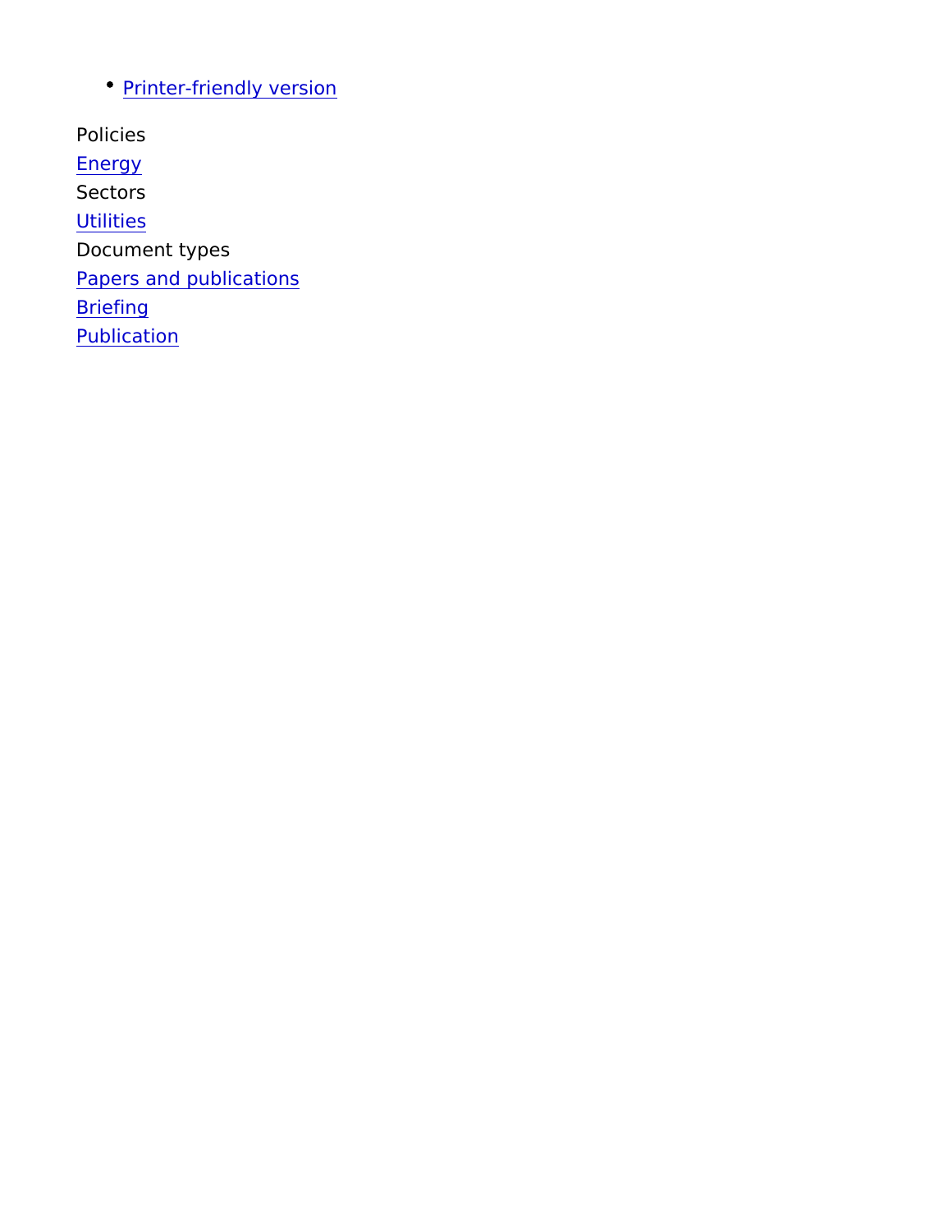- Printer-friendly version

Policies

Energy

Sectors

Utilities

Document types

Papers and publications

Briefing

Publication